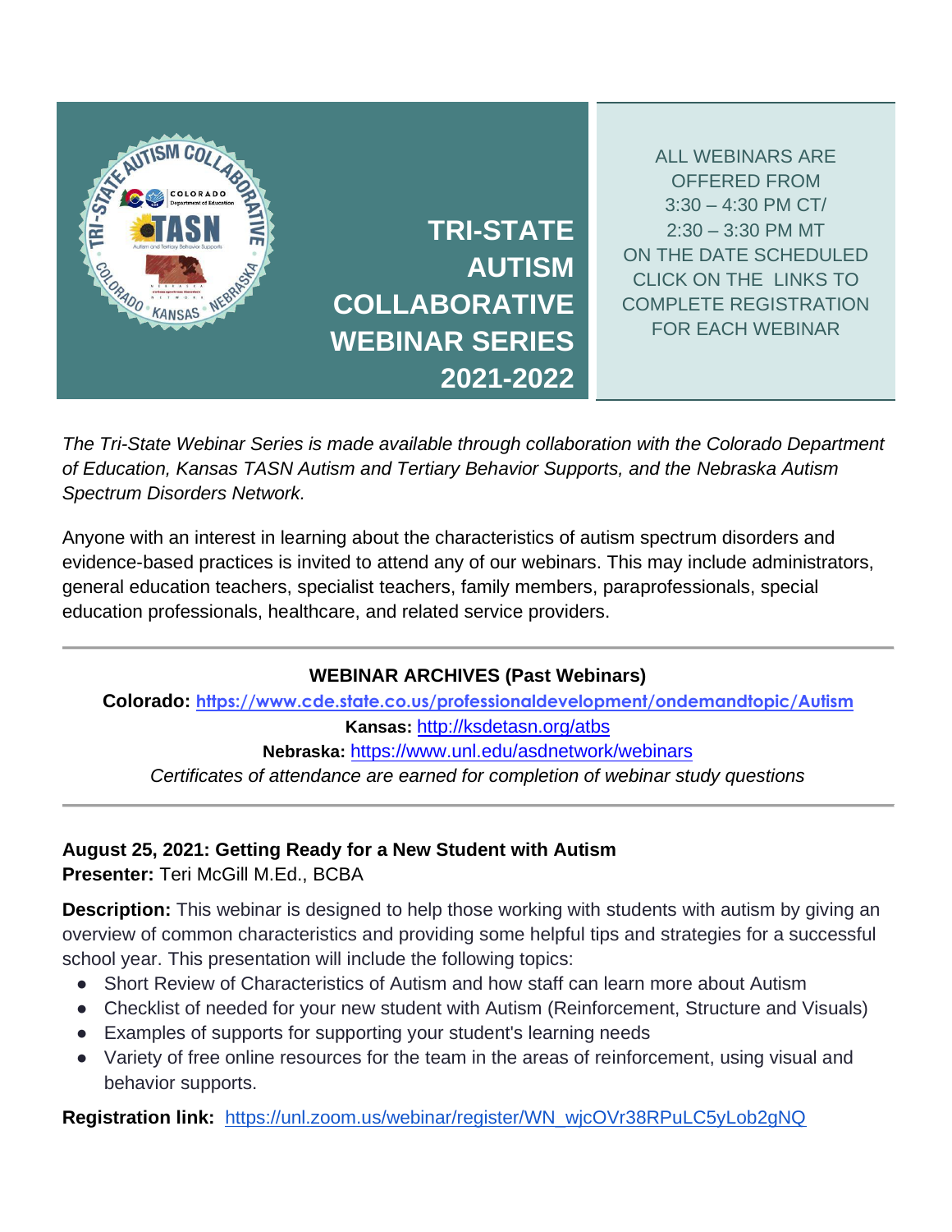# TRI-STATE AUTISM COLLABORATIVE WEBINAR SERIES 2021-2022

ALL WEBINARS ARE OFFERED FROM 3:30 – 4:30 PM CT/ 2:30 – 3:30 PM MT ON THE DATE SCHEDULED CLICK ON THE LINKS TO COMPLETE REGISTRATION FOR EACH WEBINAR

*The Tri-State Webinar Series is made available through collaboration with the Colorado Department of Education, Kansas TASN Autism and Tertiary Behavior Supports, and the Nebraska Autism Spectrum Disorders Network.*

Anyone with an interest in learning about the characteristics of autism spectrum disorders and evidence-based practices is invited to attend any of our webinars. This may include administrators, general education teachers, specialist teachers, family members, paraprofessionals, special education professionals, healthcare, and related service providers.

---

**WEBINAR ARCHIVES (Past Webinars)**

**Colorado:** https://www.cde.state.co.us/professionaldevelopment/ondemandtopic/Autism

**Kansas:** http://ksdetasn.org/atbs

**Nebraska:** https://www.unl.edu/asdnetwork/webinars

*Certificates of attendance are earned for completion of webinar study questions*

---

**August 25, 2021: Getting Ready for a New Student with Autism**
**Presenter:** Teri McGill M.Ed., BCBA

**Description:** This webinar is designed to help those working with students with autism by giving an overview of common characteristics and providing some helpful tips and strategies for a successful school year. This presentation will include the following topics:

- Short Review of Characteristics of Autism and how staff can learn more about Autism
- Checklist of needed for your new student with Autism (Reinforcement, Structure and Visuals)
- Examples of supports for supporting your student's learning needs
- Variety of free online resources for the team in the areas of reinforcement, using visual and behavior supports.

**Registration link:** https://unl.zoom.us/webinar/register/WN_wjcOVr38RPuLC5yLob2gNQ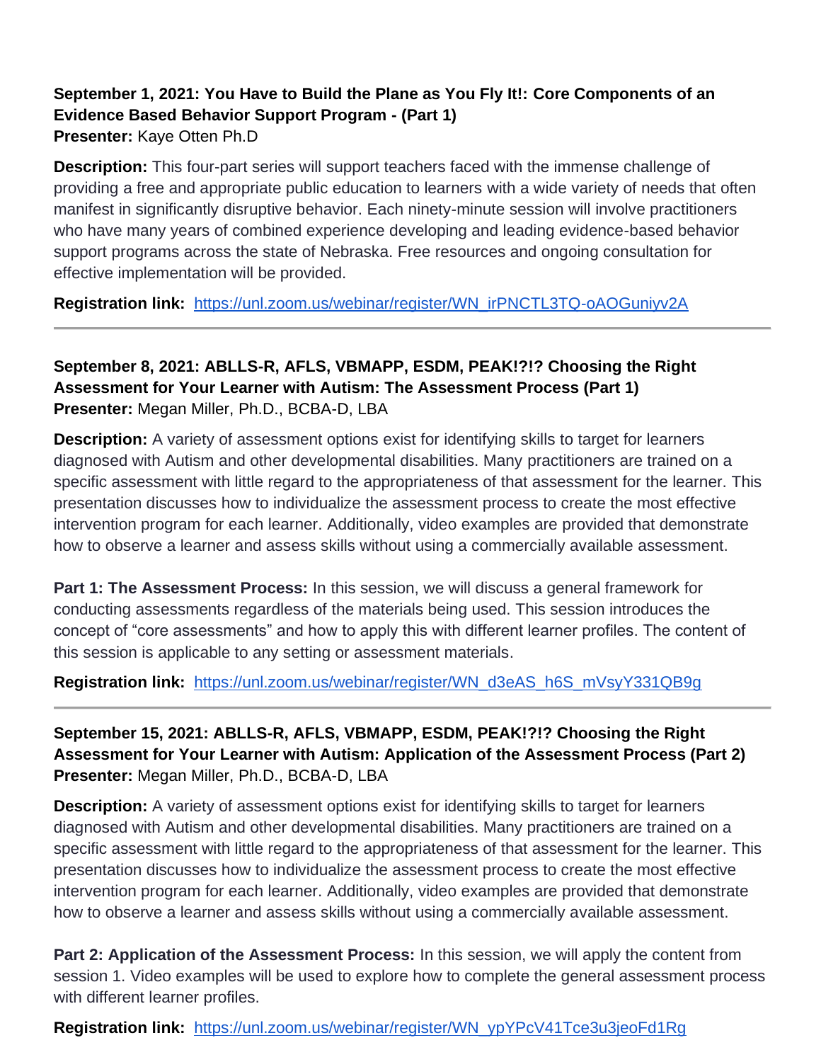**September 1, 2021: You Have to Build the Plane as You Fly It!: Core Components of an Evidence Based Behavior Support Program - (Part 1)**
**Presenter:** Kaye Otten Ph.D

**Description:** This four-part series will support teachers faced with the immense challenge of providing a free and appropriate public education to learners with a wide variety of needs that often manifest in significantly disruptive behavior. Each ninety-minute session will involve practitioners who have many years of combined experience developing and leading evidence-based behavior support programs across the state of Nebraska. Free resources and ongoing consultation for effective implementation will be provided.

**Registration link:** https://unl.zoom.us/webinar/register/WN_irPNCTL3TQ-oAOGuniyv2A

---

**September 8, 2021: ABLLS-R, AFLS, VBMAPP, ESDM, PEAK!?!? Choosing the Right Assessment for Your Learner with Autism: The Assessment Process (Part 1)**
**Presenter:** Megan Miller, Ph.D., BCBA-D, LBA

**Description:** A variety of assessment options exist for identifying skills to target for learners diagnosed with Autism and other developmental disabilities. Many practitioners are trained on a specific assessment with little regard to the appropriateness of that assessment for the learner. This presentation discusses how to individualize the assessment process to create the most effective intervention program for each learner. Additionally, video examples are provided that demonstrate how to observe a learner and assess skills without using a commercially available assessment.

**Part 1: The Assessment Process:** In this session, we will discuss a general framework for conducting assessments regardless of the materials being used. This session introduces the concept of "core assessments" and how to apply this with different learner profiles. The content of this session is applicable to any setting or assessment materials.

**Registration link:** https://unl.zoom.us/webinar/register/WN_d3eAS_h6S_mVsyY331QB9g

---

**September 15, 2021: ABLLS-R, AFLS, VBMAPP, ESDM, PEAK!?!? Choosing the Right Assessment for Your Learner with Autism: Application of the Assessment Process (Part 2)**
**Presenter:** Megan Miller, Ph.D., BCBA-D, LBA

**Description:** A variety of assessment options exist for identifying skills to target for learners diagnosed with Autism and other developmental disabilities. Many practitioners are trained on a specific assessment with little regard to the appropriateness of that assessment for the learner. This presentation discusses how to individualize the assessment process to create the most effective intervention program for each learner. Additionally, video examples are provided that demonstrate how to observe a learner and assess skills without using a commercially available assessment.

**Part 2: Application of the Assessment Process:** In this session, we will apply the content from session 1. Video examples will be used to explore how to complete the general assessment process with different learner profiles.

**Registration link:** https://unl.zoom.us/webinar/register/WN_ypYPcV41Tce3u3jeoFd1Rg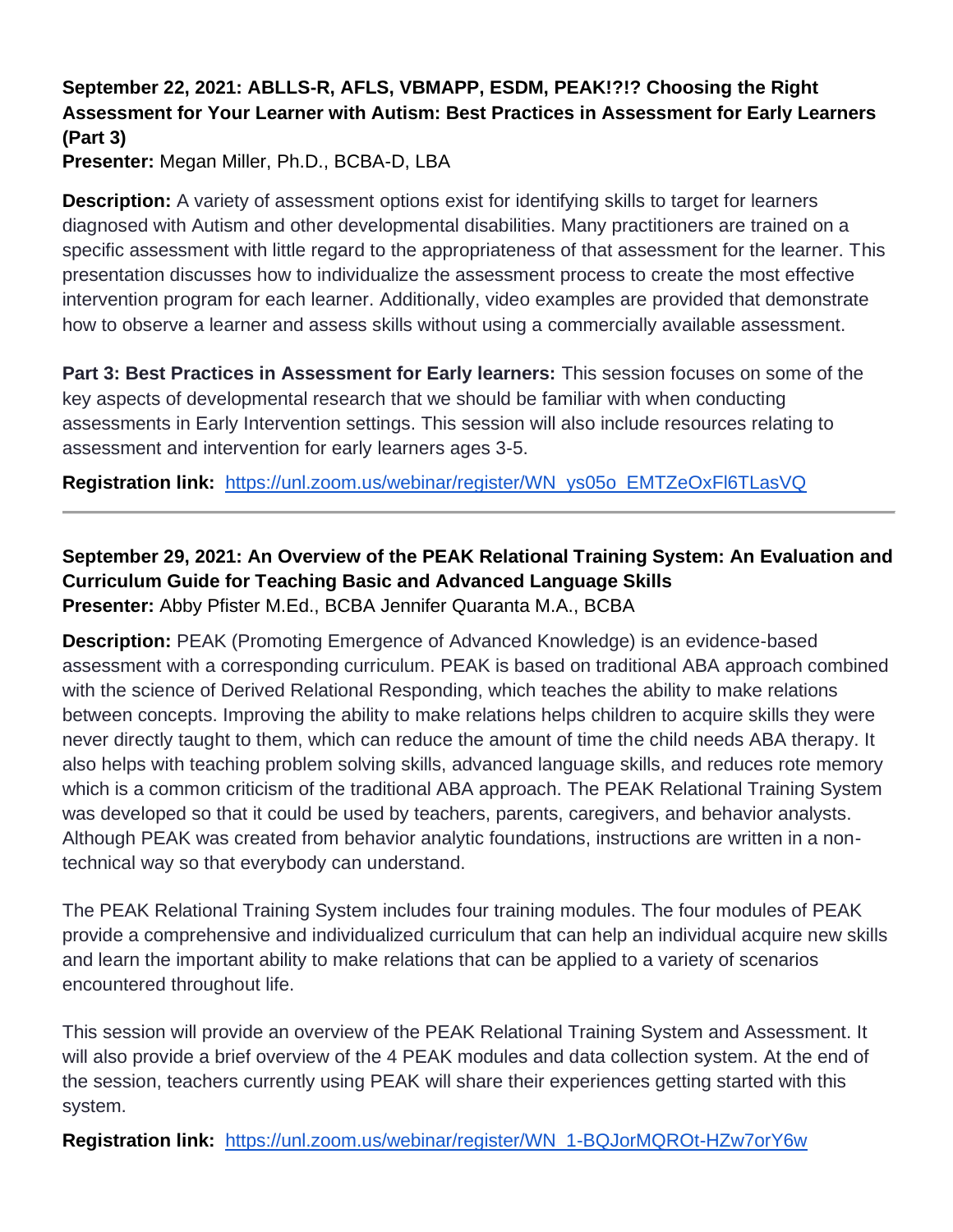**September 22, 2021: ABLLS-R, AFLS, VBMAPP, ESDM, PEAK!?!? Choosing the Right Assessment for Your Learner with Autism: Best Practices in Assessment for Early Learners (Part 3)**
**Presenter:** Megan Miller, Ph.D., BCBA-D, LBA

**Description:** A variety of assessment options exist for identifying skills to target for learners diagnosed with Autism and other developmental disabilities. Many practitioners are trained on a specific assessment with little regard to the appropriateness of that assessment for the learner. This presentation discusses how to individualize the assessment process to create the most effective intervention program for each learner. Additionally, video examples are provided that demonstrate how to observe a learner and assess skills without using a commercially available assessment.

**Part 3: Best Practices in Assessment for Early learners:** This session focuses on some of the key aspects of developmental research that we should be familiar with when conducting assessments in Early Intervention settings. This session will also include resources relating to assessment and intervention for early learners ages 3-5.

**Registration link:** https://unl.zoom.us/webinar/register/WN_ys05o_EMTZeOxFl6TLasVQ

---

**September 29, 2021: An Overview of the PEAK Relational Training System: An Evaluation and Curriculum Guide for Teaching Basic and Advanced Language Skills**
**Presenter:** Abby Pfister M.Ed., BCBA Jennifer Quaranta M.A., BCBA

**Description:** PEAK (Promoting Emergence of Advanced Knowledge) is an evidence-based assessment with a corresponding curriculum. PEAK is based on traditional ABA approach combined with the science of Derived Relational Responding, which teaches the ability to make relations between concepts. Improving the ability to make relations helps children to acquire skills they were never directly taught to them, which can reduce the amount of time the child needs ABA therapy. It also helps with teaching problem solving skills, advanced language skills, and reduces rote memory which is a common criticism of the traditional ABA approach. The PEAK Relational Training System was developed so that it could be used by teachers, parents, caregivers, and behavior analysts. Although PEAK was created from behavior analytic foundations, instructions are written in a non-technical way so that everybody can understand.

The PEAK Relational Training System includes four training modules. The four modules of PEAK provide a comprehensive and individualized curriculum that can help an individual acquire new skills and learn the important ability to make relations that can be applied to a variety of scenarios encountered throughout life.

This session will provide an overview of the PEAK Relational Training System and Assessment. It will also provide a brief overview of the 4 PEAK modules and data collection system. At the end of the session, teachers currently using PEAK will share their experiences getting started with this system.

**Registration link:** https://unl.zoom.us/webinar/register/WN_1-BQJorMQROt-HZw7orY6w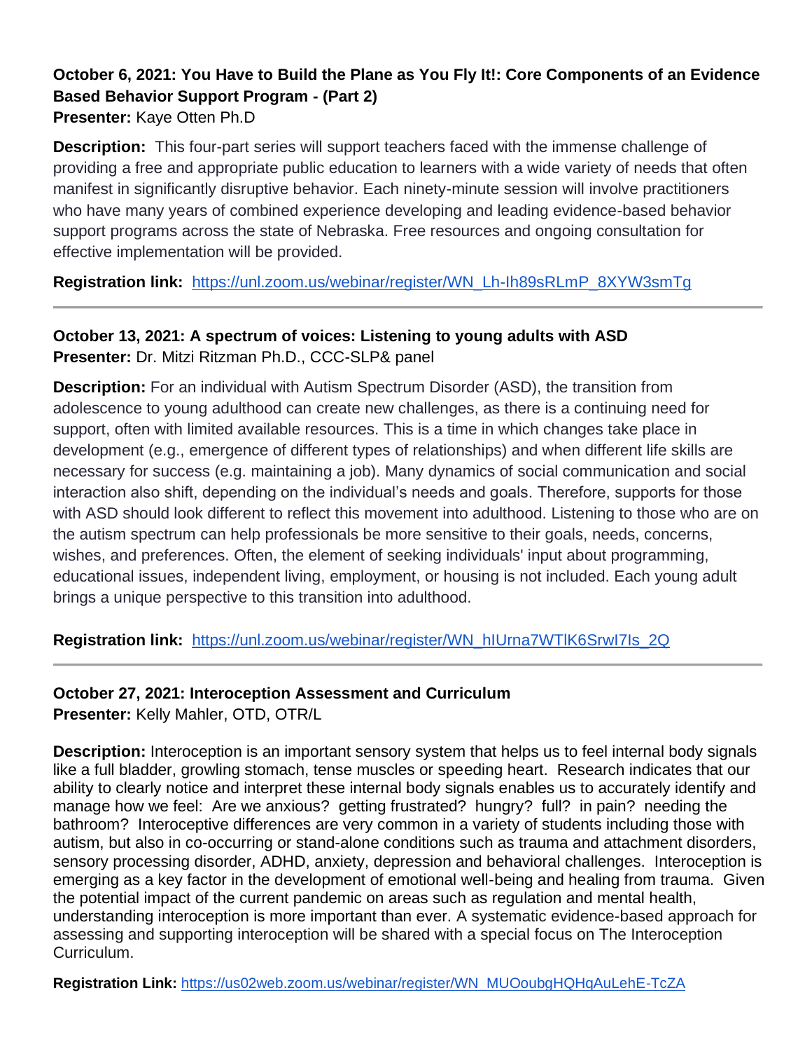**October 6, 2021: You Have to Build the Plane as You Fly It!: Core Components of an Evidence Based Behavior Support Program - (Part 2)**
**Presenter:** Kaye Otten Ph.D

**Description:** This four-part series will support teachers faced with the immense challenge of providing a free and appropriate public education to learners with a wide variety of needs that often manifest in significantly disruptive behavior. Each ninety-minute session will involve practitioners who have many years of combined experience developing and leading evidence-based behavior support programs across the state of Nebraska. Free resources and ongoing consultation for effective implementation will be provided.

**Registration link:** https://unl.zoom.us/webinar/register/WN_Lh-Ih89sRLmP_8XYW3smTg

---

**October 13, 2021: A spectrum of voices: Listening to young adults with ASD**
**Presenter:** Dr. Mitzi Ritzman Ph.D., CCC-SLP& panel

**Description:** For an individual with Autism Spectrum Disorder (ASD), the transition from adolescence to young adulthood can create new challenges, as there is a continuing need for support, often with limited available resources. This is a time in which changes take place in development (e.g., emergence of different types of relationships) and when different life skills are necessary for success (e.g. maintaining a job). Many dynamics of social communication and social interaction also shift, depending on the individual's needs and goals. Therefore, supports for those with ASD should look different to reflect this movement into adulthood. Listening to those who are on the autism spectrum can help professionals be more sensitive to their goals, needs, concerns, wishes, and preferences. Often, the element of seeking individuals' input about programming, educational issues, independent living, employment, or housing is not included. Each young adult brings a unique perspective to this transition into adulthood.

**Registration link:** https://unl.zoom.us/webinar/register/WN_hIUrna7WTlK6SrwI7Is_2Q

---

**October 27, 2021: Interoception Assessment and Curriculum**
**Presenter:** Kelly Mahler, OTD, OTR/L

**Description:** Interoception is an important sensory system that helps us to feel internal body signals like a full bladder, growling stomach, tense muscles or speeding heart. Research indicates that our ability to clearly notice and interpret these internal body signals enables us to accurately identify and manage how we feel: Are we anxious? getting frustrated? hungry? full? in pain? needing the bathroom? Interoceptive differences are very common in a variety of students including those with autism, but also in co-occurring or stand-alone conditions such as trauma and attachment disorders, sensory processing disorder, ADHD, anxiety, depression and behavioral challenges. Interoception is emerging as a key factor in the development of emotional well-being and healing from trauma. Given the potential impact of the current pandemic on areas such as regulation and mental health, understanding interoception is more important than ever. A systematic evidence-based approach for assessing and supporting interoception will be shared with a special focus on The Interoception Curriculum.

**Registration Link:** https://us02web.zoom.us/webinar/register/WN_MUOoubgHQHqAuLehE-TcZA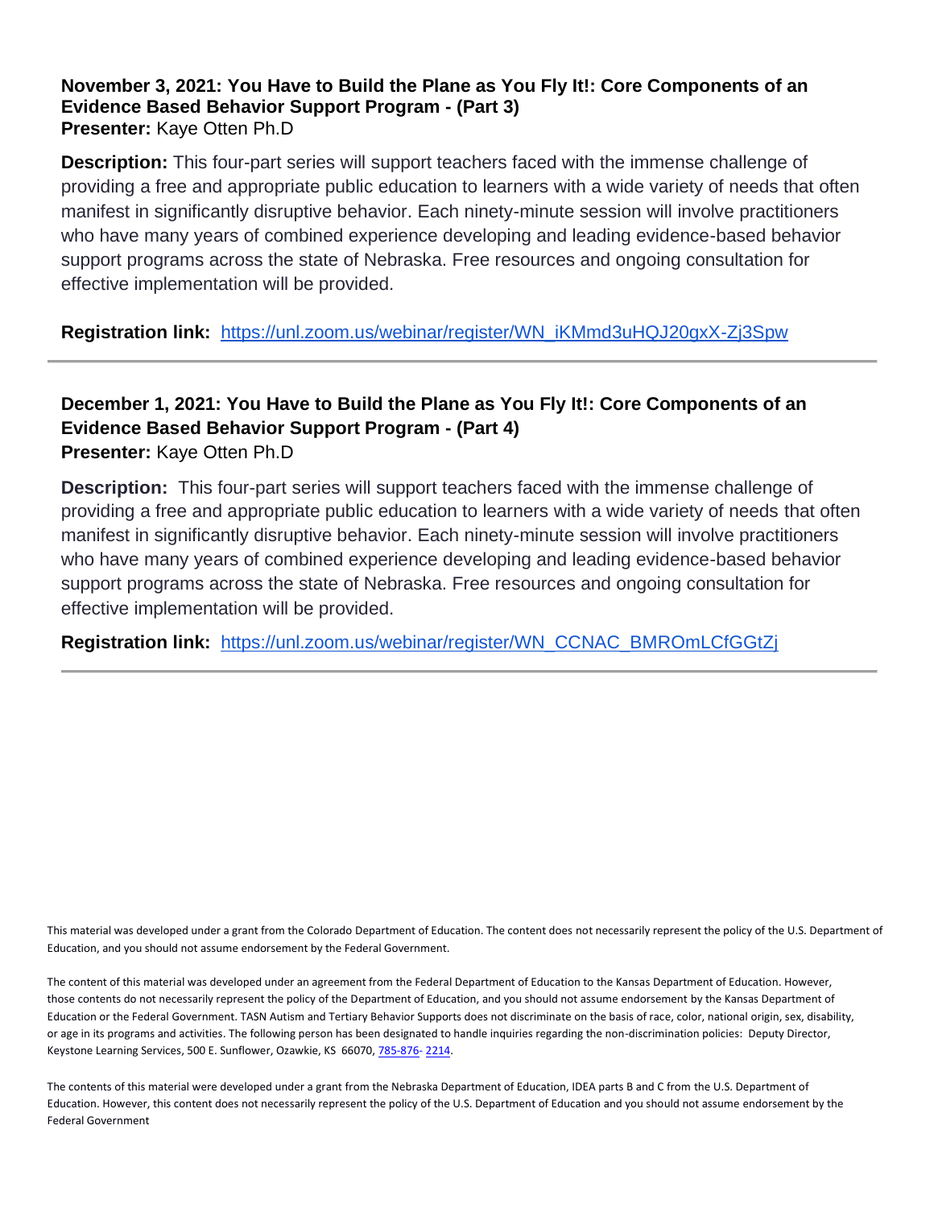**November 3, 2021: You Have to Build the Plane as You Fly It!: Core Components of an Evidence Based Behavior Support Program - (Part 3)**
**Presenter:** Kaye Otten Ph.D

**Description:** This four-part series will support teachers faced with the immense challenge of providing a free and appropriate public education to learners with a wide variety of needs that often manifest in significantly disruptive behavior. Each ninety-minute session will involve practitioners who have many years of combined experience developing and leading evidence-based behavior support programs across the state of Nebraska. Free resources and ongoing consultation for effective implementation will be provided.

**Registration link:** https://unl.zoom.us/webinar/register/WN_iKMmd3uHQJ20gxX-Zj3Spw

---

**December 1, 2021: You Have to Build the Plane as You Fly It!: Core Components of an Evidence Based Behavior Support Program - (Part 4)**
**Presenter:** Kaye Otten Ph.D

**Description:** This four-part series will support teachers faced with the immense challenge of providing a free and appropriate public education to learners with a wide variety of needs that often manifest in significantly disruptive behavior. Each ninety-minute session will involve practitioners who have many years of combined experience developing and leading evidence-based behavior support programs across the state of Nebraska. Free resources and ongoing consultation for effective implementation will be provided.

**Registration link:** https://unl.zoom.us/webinar/register/WN_CCNAC_BMROmLCfGGtZj

---

This material was developed under a grant from the Colorado Department of Education. The content does not necessarily represent the policy of the U.S. Department of Education, and you should not assume endorsement by the Federal Government.

The content of this material was developed under an agreement from the Federal Department of Education to the Kansas Department of Education. However, those contents do not necessarily represent the policy of the Department of Education, and you should not assume endorsement by the Kansas Department of Education or the Federal Government. TASN Autism and Tertiary Behavior Supports does not discriminate on the basis of race, color, national origin, sex, disability, or age in its programs and activities. The following person has been designated to handle inquiries regarding the non-discrimination policies: Deputy Director, Keystone Learning Services, 500 E. Sunflower, Ozawkie, KS 66070, 785-876- 2214.

The contents of this material were developed under a grant from the Nebraska Department of Education, IDEA parts B and C from the U.S. Department of Education. However, this content does not necessarily represent the policy of the U.S. Department of Education and you should not assume endorsement by the Federal Government